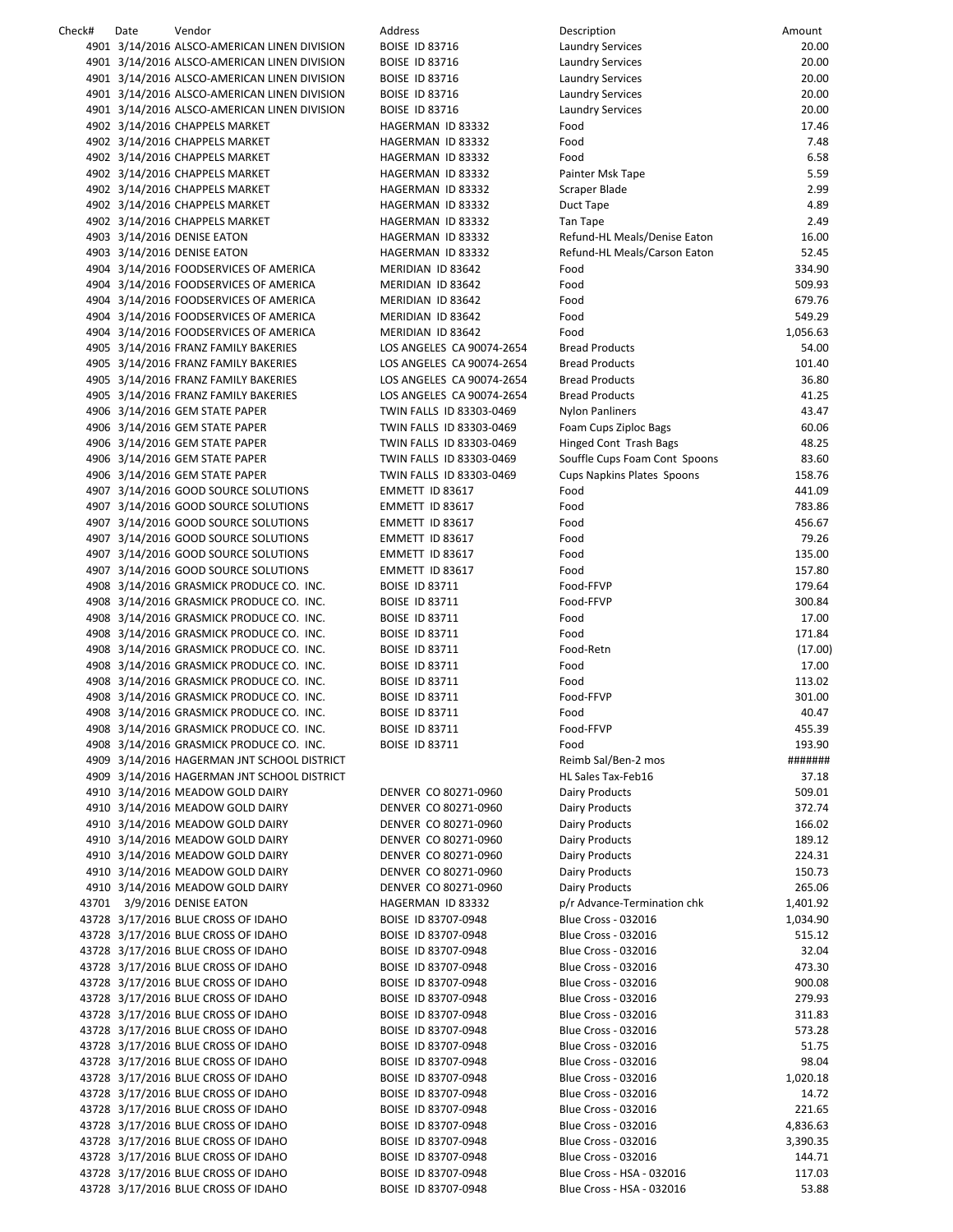| Check# | Date | Vendor | Address | Description | Amount |
|---|---|---|---|---|---|
| 4901 | 3/14/2016 | ALSCO-AMERICAN LINEN DIVISION | BOISE ID 83716 | Laundry Services | 20.00 |
| 4901 | 3/14/2016 | ALSCO-AMERICAN LINEN DIVISION | BOISE ID 83716 | Laundry Services | 20.00 |
| 4901 | 3/14/2016 | ALSCO-AMERICAN LINEN DIVISION | BOISE ID 83716 | Laundry Services | 20.00 |
| 4901 | 3/14/2016 | ALSCO-AMERICAN LINEN DIVISION | BOISE ID 83716 | Laundry Services | 20.00 |
| 4901 | 3/14/2016 | ALSCO-AMERICAN LINEN DIVISION | BOISE ID 83716 | Laundry Services | 20.00 |
| 4902 | 3/14/2016 | CHAPPELS MARKET | HAGERMAN ID 83332 | Food | 17.46 |
| 4902 | 3/14/2016 | CHAPPELS MARKET | HAGERMAN ID 83332 | Food | 7.48 |
| 4902 | 3/14/2016 | CHAPPELS MARKET | HAGERMAN ID 83332 | Food | 6.58 |
| 4902 | 3/14/2016 | CHAPPELS MARKET | HAGERMAN ID 83332 | Painter Msk Tape | 5.59 |
| 4902 | 3/14/2016 | CHAPPELS MARKET | HAGERMAN ID 83332 | Scraper Blade | 2.99 |
| 4902 | 3/14/2016 | CHAPPELS MARKET | HAGERMAN ID 83332 | Duct Tape | 4.89 |
| 4902 | 3/14/2016 | CHAPPELS MARKET | HAGERMAN ID 83332 | Tan Tape | 2.49 |
| 4903 | 3/14/2016 | DENISE EATON | HAGERMAN ID 83332 | Refund-HL Meals/Denise Eaton | 16.00 |
| 4903 | 3/14/2016 | DENISE EATON | HAGERMAN ID 83332 | Refund-HL Meals/Carson Eaton | 52.45 |
| 4904 | 3/14/2016 | FOODSERVICES OF AMERICA | MERIDIAN ID 83642 | Food | 334.90 |
| 4904 | 3/14/2016 | FOODSERVICES OF AMERICA | MERIDIAN ID 83642 | Food | 509.93 |
| 4904 | 3/14/2016 | FOODSERVICES OF AMERICA | MERIDIAN ID 83642 | Food | 679.76 |
| 4904 | 3/14/2016 | FOODSERVICES OF AMERICA | MERIDIAN ID 83642 | Food | 549.29 |
| 4904 | 3/14/2016 | FOODSERVICES OF AMERICA | MERIDIAN ID 83642 | Food | 1,056.63 |
| 4905 | 3/14/2016 | FRANZ FAMILY BAKERIES | LOS ANGELES CA 90074-2654 | Bread Products | 54.00 |
| 4905 | 3/14/2016 | FRANZ FAMILY BAKERIES | LOS ANGELES CA 90074-2654 | Bread Products | 101.40 |
| 4905 | 3/14/2016 | FRANZ FAMILY BAKERIES | LOS ANGELES CA 90074-2654 | Bread Products | 36.80 |
| 4905 | 3/14/2016 | FRANZ FAMILY BAKERIES | LOS ANGELES CA 90074-2654 | Bread Products | 41.25 |
| 4906 | 3/14/2016 | GEM STATE PAPER | TWIN FALLS ID 83303-0469 | Nylon Panliners | 43.47 |
| 4906 | 3/14/2016 | GEM STATE PAPER | TWIN FALLS ID 83303-0469 | Foam Cups Ziploc Bags | 60.06 |
| 4906 | 3/14/2016 | GEM STATE PAPER | TWIN FALLS ID 83303-0469 | Hinged Cont Trash Bags | 48.25 |
| 4906 | 3/14/2016 | GEM STATE PAPER | TWIN FALLS ID 83303-0469 | Souffle Cups Foam Cont Spoons | 83.60 |
| 4906 | 3/14/2016 | GEM STATE PAPER | TWIN FALLS ID 83303-0469 | Cups Napkins Plates Spoons | 158.76 |
| 4907 | 3/14/2016 | GOOD SOURCE SOLUTIONS | EMMETT ID 83617 | Food | 441.09 |
| 4907 | 3/14/2016 | GOOD SOURCE SOLUTIONS | EMMETT ID 83617 | Food | 783.86 |
| 4907 | 3/14/2016 | GOOD SOURCE SOLUTIONS | EMMETT ID 83617 | Food | 456.67 |
| 4907 | 3/14/2016 | GOOD SOURCE SOLUTIONS | EMMETT ID 83617 | Food | 79.26 |
| 4907 | 3/14/2016 | GOOD SOURCE SOLUTIONS | EMMETT ID 83617 | Food | 135.00 |
| 4907 | 3/14/2016 | GOOD SOURCE SOLUTIONS | EMMETT ID 83617 | Food | 157.80 |
| 4908 | 3/14/2016 | GRASMICK PRODUCE CO. INC. | BOISE ID 83711 | Food-FFVP | 179.64 |
| 4908 | 3/14/2016 | GRASMICK PRODUCE CO. INC. | BOISE ID 83711 | Food-FFVP | 300.84 |
| 4908 | 3/14/2016 | GRASMICK PRODUCE CO. INC. | BOISE ID 83711 | Food | 17.00 |
| 4908 | 3/14/2016 | GRASMICK PRODUCE CO. INC. | BOISE ID 83711 | Food | 171.84 |
| 4908 | 3/14/2016 | GRASMICK PRODUCE CO. INC. | BOISE ID 83711 | Food-Retn | (17.00) |
| 4908 | 3/14/2016 | GRASMICK PRODUCE CO. INC. | BOISE ID 83711 | Food | 17.00 |
| 4908 | 3/14/2016 | GRASMICK PRODUCE CO. INC. | BOISE ID 83711 | Food | 113.02 |
| 4908 | 3/14/2016 | GRASMICK PRODUCE CO. INC. | BOISE ID 83711 | Food-FFVP | 301.00 |
| 4908 | 3/14/2016 | GRASMICK PRODUCE CO. INC. | BOISE ID 83711 | Food | 40.47 |
| 4908 | 3/14/2016 | GRASMICK PRODUCE CO. INC. | BOISE ID 83711 | Food-FFVP | 455.39 |
| 4908 | 3/14/2016 | GRASMICK PRODUCE CO. INC. | BOISE ID 83711 | Food | 193.90 |
| 4909 | 3/14/2016 | HAGERMAN JNT SCHOOL DISTRICT | | Reimb Sal/Ben-2 mos | ####### |
| 4909 | 3/14/2016 | HAGERMAN JNT SCHOOL DISTRICT | | HL Sales Tax-Feb16 | 37.18 |
| 4910 | 3/14/2016 | MEADOW GOLD DAIRY | DENVER CO 80271-0960 | Dairy Products | 509.01 |
| 4910 | 3/14/2016 | MEADOW GOLD DAIRY | DENVER CO 80271-0960 | Dairy Products | 372.74 |
| 4910 | 3/14/2016 | MEADOW GOLD DAIRY | DENVER CO 80271-0960 | Dairy Products | 166.02 |
| 4910 | 3/14/2016 | MEADOW GOLD DAIRY | DENVER CO 80271-0960 | Dairy Products | 189.12 |
| 4910 | 3/14/2016 | MEADOW GOLD DAIRY | DENVER CO 80271-0960 | Dairy Products | 224.31 |
| 4910 | 3/14/2016 | MEADOW GOLD DAIRY | DENVER CO 80271-0960 | Dairy Products | 150.73 |
| 4910 | 3/14/2016 | MEADOW GOLD DAIRY | DENVER CO 80271-0960 | Dairy Products | 265.06 |
| 43701 | 3/9/2016 | DENISE EATON | HAGERMAN ID 83332 | p/r Advance-Termination chk | 1,401.92 |
| 43728 | 3/17/2016 | BLUE CROSS OF IDAHO | BOISE ID 83707-0948 | Blue Cross - 032016 | 1,034.90 |
| 43728 | 3/17/2016 | BLUE CROSS OF IDAHO | BOISE ID 83707-0948 | Blue Cross - 032016 | 515.12 |
| 43728 | 3/17/2016 | BLUE CROSS OF IDAHO | BOISE ID 83707-0948 | Blue Cross - 032016 | 32.04 |
| 43728 | 3/17/2016 | BLUE CROSS OF IDAHO | BOISE ID 83707-0948 | Blue Cross - 032016 | 473.30 |
| 43728 | 3/17/2016 | BLUE CROSS OF IDAHO | BOISE ID 83707-0948 | Blue Cross - 032016 | 900.08 |
| 43728 | 3/17/2016 | BLUE CROSS OF IDAHO | BOISE ID 83707-0948 | Blue Cross - 032016 | 279.93 |
| 43728 | 3/17/2016 | BLUE CROSS OF IDAHO | BOISE ID 83707-0948 | Blue Cross - 032016 | 311.83 |
| 43728 | 3/17/2016 | BLUE CROSS OF IDAHO | BOISE ID 83707-0948 | Blue Cross - 032016 | 573.28 |
| 43728 | 3/17/2016 | BLUE CROSS OF IDAHO | BOISE ID 83707-0948 | Blue Cross - 032016 | 51.75 |
| 43728 | 3/17/2016 | BLUE CROSS OF IDAHO | BOISE ID 83707-0948 | Blue Cross - 032016 | 98.04 |
| 43728 | 3/17/2016 | BLUE CROSS OF IDAHO | BOISE ID 83707-0948 | Blue Cross - 032016 | 1,020.18 |
| 43728 | 3/17/2016 | BLUE CROSS OF IDAHO | BOISE ID 83707-0948 | Blue Cross - 032016 | 14.72 |
| 43728 | 3/17/2016 | BLUE CROSS OF IDAHO | BOISE ID 83707-0948 | Blue Cross - 032016 | 221.65 |
| 43728 | 3/17/2016 | BLUE CROSS OF IDAHO | BOISE ID 83707-0948 | Blue Cross - 032016 | 4,836.63 |
| 43728 | 3/17/2016 | BLUE CROSS OF IDAHO | BOISE ID 83707-0948 | Blue Cross - 032016 | 3,390.35 |
| 43728 | 3/17/2016 | BLUE CROSS OF IDAHO | BOISE ID 83707-0948 | Blue Cross - 032016 | 144.71 |
| 43728 | 3/17/2016 | BLUE CROSS OF IDAHO | BOISE ID 83707-0948 | Blue Cross - HSA - 032016 | 117.03 |
| 43728 | 3/17/2016 | BLUE CROSS OF IDAHO | BOISE ID 83707-0948 | Blue Cross - HSA - 032016 | 53.88 |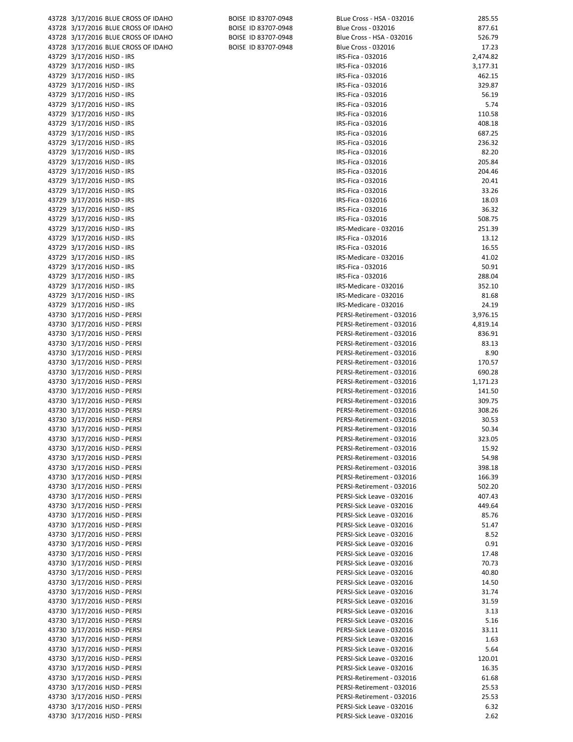| | | | | | |
|---|---|---|---|---|---|
| 43728 | 3/17/2016 | BLUE CROSS OF IDAHO | BOISE ID 83707-0948 | BLue Cross - HSA - 032016 | 285.55 |
| 43728 | 3/17/2016 | BLUE CROSS OF IDAHO | BOISE ID 83707-0948 | Blue Cross - 032016 | 877.61 |
| 43728 | 3/17/2016 | BLUE CROSS OF IDAHO | BOISE ID 83707-0948 | Blue Cross - HSA - 032016 | 526.79 |
| 43728 | 3/17/2016 | BLUE CROSS OF IDAHO | BOISE ID 83707-0948 | Blue Cross - 032016 | 17.23 |
| 43729 | 3/17/2016 | HJSD - IRS | | IRS-Fica - 032016 | 2,474.82 |
| 43729 | 3/17/2016 | HJSD - IRS | | IRS-Fica - 032016 | 3,177.31 |
| 43729 | 3/17/2016 | HJSD - IRS | | IRS-Fica - 032016 | 462.15 |
| 43729 | 3/17/2016 | HJSD - IRS | | IRS-Fica - 032016 | 329.87 |
| 43729 | 3/17/2016 | HJSD - IRS | | IRS-Fica - 032016 | 56.19 |
| 43729 | 3/17/2016 | HJSD - IRS | | IRS-Fica - 032016 | 5.74 |
| 43729 | 3/17/2016 | HJSD - IRS | | IRS-Fica - 032016 | 110.58 |
| 43729 | 3/17/2016 | HJSD - IRS | | IRS-Fica - 032016 | 408.18 |
| 43729 | 3/17/2016 | HJSD - IRS | | IRS-Fica - 032016 | 687.25 |
| 43729 | 3/17/2016 | HJSD - IRS | | IRS-Fica - 032016 | 236.32 |
| 43729 | 3/17/2016 | HJSD - IRS | | IRS-Fica - 032016 | 82.20 |
| 43729 | 3/17/2016 | HJSD - IRS | | IRS-Fica - 032016 | 205.84 |
| 43729 | 3/17/2016 | HJSD - IRS | | IRS-Fica - 032016 | 204.46 |
| 43729 | 3/17/2016 | HJSD - IRS | | IRS-Fica - 032016 | 20.41 |
| 43729 | 3/17/2016 | HJSD - IRS | | IRS-Fica - 032016 | 33.26 |
| 43729 | 3/17/2016 | HJSD - IRS | | IRS-Fica - 032016 | 18.03 |
| 43729 | 3/17/2016 | HJSD - IRS | | IRS-Fica - 032016 | 36.32 |
| 43729 | 3/17/2016 | HJSD - IRS | | IRS-Fica - 032016 | 508.75 |
| 43729 | 3/17/2016 | HJSD - IRS | | IRS-Medicare - 032016 | 251.39 |
| 43729 | 3/17/2016 | HJSD - IRS | | IRS-Fica - 032016 | 13.12 |
| 43729 | 3/17/2016 | HJSD - IRS | | IRS-Fica - 032016 | 16.55 |
| 43729 | 3/17/2016 | HJSD - IRS | | IRS-Medicare - 032016 | 41.02 |
| 43729 | 3/17/2016 | HJSD - IRS | | IRS-Fica - 032016 | 50.91 |
| 43729 | 3/17/2016 | HJSD - IRS | | IRS-Fica - 032016 | 288.04 |
| 43729 | 3/17/2016 | HJSD - IRS | | IRS-Medicare - 032016 | 352.10 |
| 43729 | 3/17/2016 | HJSD - IRS | | IRS-Medicare - 032016 | 81.68 |
| 43729 | 3/17/2016 | HJSD - IRS | | IRS-Medicare - 032016 | 24.19 |
| 43730 | 3/17/2016 | HJSD - PERSI | | PERSI-Retirement - 032016 | 3,976.15 |
| 43730 | 3/17/2016 | HJSD - PERSI | | PERSI-Retirement - 032016 | 4,819.14 |
| 43730 | 3/17/2016 | HJSD - PERSI | | PERSI-Retirement - 032016 | 836.91 |
| 43730 | 3/17/2016 | HJSD - PERSI | | PERSI-Retirement - 032016 | 83.13 |
| 43730 | 3/17/2016 | HJSD - PERSI | | PERSI-Retirement - 032016 | 8.90 |
| 43730 | 3/17/2016 | HJSD - PERSI | | PERSI-Retirement - 032016 | 170.57 |
| 43730 | 3/17/2016 | HJSD - PERSI | | PERSI-Retirement - 032016 | 690.28 |
| 43730 | 3/17/2016 | HJSD - PERSI | | PERSI-Retirement - 032016 | 1,171.23 |
| 43730 | 3/17/2016 | HJSD - PERSI | | PERSI-Retirement - 032016 | 141.50 |
| 43730 | 3/17/2016 | HJSD - PERSI | | PERSI-Retirement - 032016 | 309.75 |
| 43730 | 3/17/2016 | HJSD - PERSI | | PERSI-Retirement - 032016 | 308.26 |
| 43730 | 3/17/2016 | HJSD - PERSI | | PERSI-Retirement - 032016 | 30.53 |
| 43730 | 3/17/2016 | HJSD - PERSI | | PERSI-Retirement - 032016 | 50.34 |
| 43730 | 3/17/2016 | HJSD - PERSI | | PERSI-Retirement - 032016 | 323.05 |
| 43730 | 3/17/2016 | HJSD - PERSI | | PERSI-Retirement - 032016 | 15.92 |
| 43730 | 3/17/2016 | HJSD - PERSI | | PERSI-Retirement - 032016 | 54.98 |
| 43730 | 3/17/2016 | HJSD - PERSI | | PERSI-Retirement - 032016 | 398.18 |
| 43730 | 3/17/2016 | HJSD - PERSI | | PERSI-Retirement - 032016 | 166.39 |
| 43730 | 3/17/2016 | HJSD - PERSI | | PERSI-Retirement - 032016 | 502.20 |
| 43730 | 3/17/2016 | HJSD - PERSI | | PERSI-Sick Leave - 032016 | 407.43 |
| 43730 | 3/17/2016 | HJSD - PERSI | | PERSI-Sick Leave - 032016 | 449.64 |
| 43730 | 3/17/2016 | HJSD - PERSI | | PERSI-Sick Leave - 032016 | 85.76 |
| 43730 | 3/17/2016 | HJSD - PERSI | | PERSI-Sick Leave - 032016 | 51.47 |
| 43730 | 3/17/2016 | HJSD - PERSI | | PERSI-Sick Leave - 032016 | 8.52 |
| 43730 | 3/17/2016 | HJSD - PERSI | | PERSI-Sick Leave - 032016 | 0.91 |
| 43730 | 3/17/2016 | HJSD - PERSI | | PERSI-Sick Leave - 032016 | 17.48 |
| 43730 | 3/17/2016 | HJSD - PERSI | | PERSI-Sick Leave - 032016 | 70.73 |
| 43730 | 3/17/2016 | HJSD - PERSI | | PERSI-Sick Leave - 032016 | 40.80 |
| 43730 | 3/17/2016 | HJSD - PERSI | | PERSI-Sick Leave - 032016 | 14.50 |
| 43730 | 3/17/2016 | HJSD - PERSI | | PERSI-Sick Leave - 032016 | 31.74 |
| 43730 | 3/17/2016 | HJSD - PERSI | | PERSI-Sick Leave - 032016 | 31.59 |
| 43730 | 3/17/2016 | HJSD - PERSI | | PERSI-Sick Leave - 032016 | 3.13 |
| 43730 | 3/17/2016 | HJSD - PERSI | | PERSI-Sick Leave - 032016 | 5.16 |
| 43730 | 3/17/2016 | HJSD - PERSI | | PERSI-Sick Leave - 032016 | 33.11 |
| 43730 | 3/17/2016 | HJSD - PERSI | | PERSI-Sick Leave - 032016 | 1.63 |
| 43730 | 3/17/2016 | HJSD - PERSI | | PERSI-Sick Leave - 032016 | 5.64 |
| 43730 | 3/17/2016 | HJSD - PERSI | | PERSI-Sick Leave - 032016 | 120.01 |
| 43730 | 3/17/2016 | HJSD - PERSI | | PERSI-Sick Leave - 032016 | 16.35 |
| 43730 | 3/17/2016 | HJSD - PERSI | | PERSI-Retirement - 032016 | 61.68 |
| 43730 | 3/17/2016 | HJSD - PERSI | | PERSI-Retirement - 032016 | 25.53 |
| 43730 | 3/17/2016 | HJSD - PERSI | | PERSI-Retirement - 032016 | 25.53 |
| 43730 | 3/17/2016 | HJSD - PERSI | | PERSI-Sick Leave - 032016 | 6.32 |
| 43730 | 3/17/2016 | HJSD - PERSI | | PERSI-Sick Leave - 032016 | 2.62 |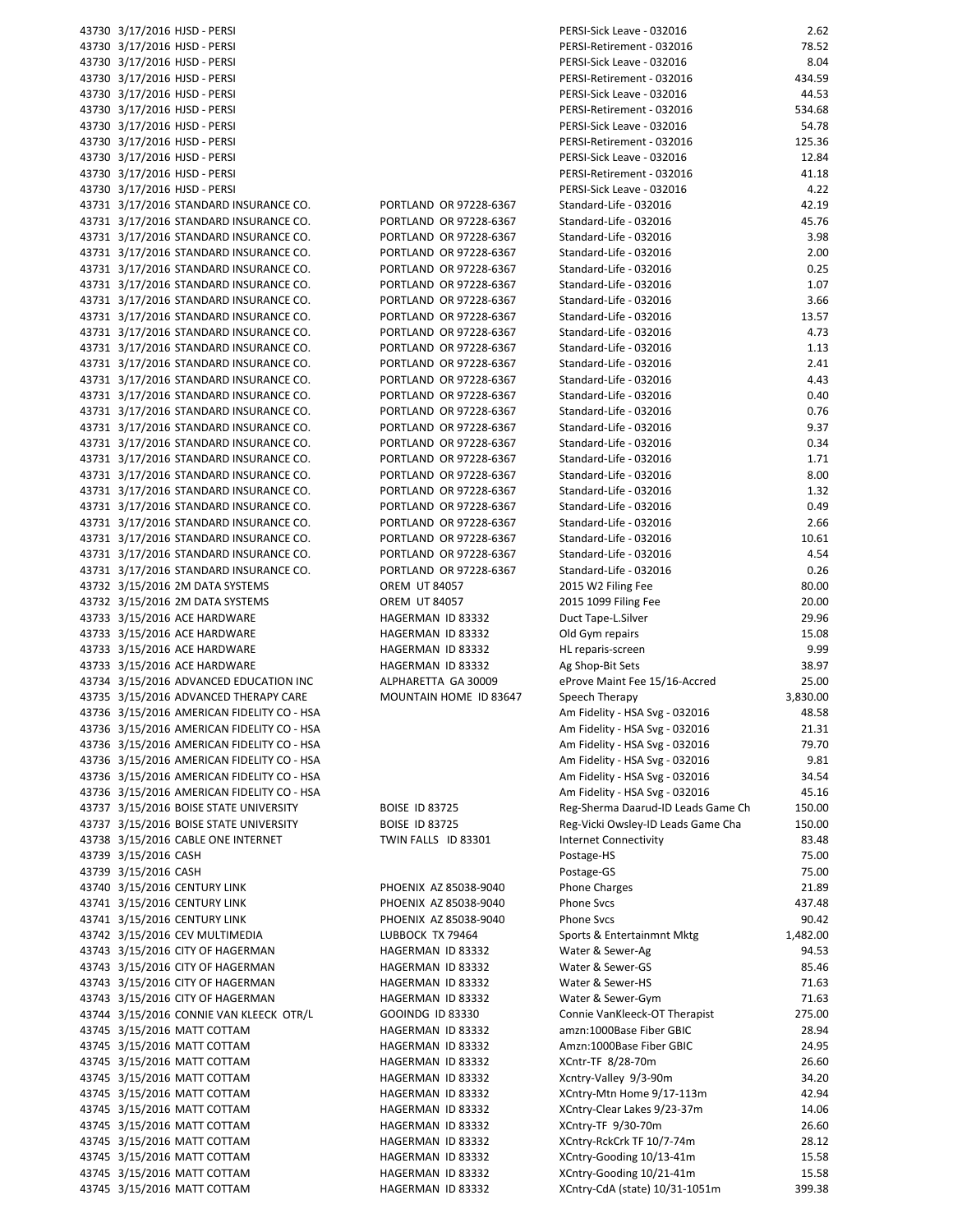| | | | | | |
|---|---|---|---|---|---|
| 43730 | 3/17/2016 | HJSD - PERSI | | PERSI-Sick Leave - 032016 | 2.62 |
| 43730 | 3/17/2016 | HJSD - PERSI | | PERSI-Retirement - 032016 | 78.52 |
| 43730 | 3/17/2016 | HJSD - PERSI | | PERSI-Sick Leave - 032016 | 8.04 |
| 43730 | 3/17/2016 | HJSD - PERSI | | PERSI-Retirement - 032016 | 434.59 |
| 43730 | 3/17/2016 | HJSD - PERSI | | PERSI-Sick Leave - 032016 | 44.53 |
| 43730 | 3/17/2016 | HJSD - PERSI | | PERSI-Retirement - 032016 | 534.68 |
| 43730 | 3/17/2016 | HJSD - PERSI | | PERSI-Sick Leave - 032016 | 54.78 |
| 43730 | 3/17/2016 | HJSD - PERSI | | PERSI-Retirement - 032016 | 125.36 |
| 43730 | 3/17/2016 | HJSD - PERSI | | PERSI-Sick Leave - 032016 | 12.84 |
| 43730 | 3/17/2016 | HJSD - PERSI | | PERSI-Retirement - 032016 | 41.18 |
| 43730 | 3/17/2016 | HJSD - PERSI | | PERSI-Sick Leave - 032016 | 4.22 |
| 43731 | 3/17/2016 | STANDARD INSURANCE CO. | PORTLAND OR 97228-6367 | Standard-Life - 032016 | 42.19 |
| 43731 | 3/17/2016 | STANDARD INSURANCE CO. | PORTLAND OR 97228-6367 | Standard-Life - 032016 | 45.76 |
| 43731 | 3/17/2016 | STANDARD INSURANCE CO. | PORTLAND OR 97228-6367 | Standard-Life - 032016 | 3.98 |
| 43731 | 3/17/2016 | STANDARD INSURANCE CO. | PORTLAND OR 97228-6367 | Standard-Life - 032016 | 2.00 |
| 43731 | 3/17/2016 | STANDARD INSURANCE CO. | PORTLAND OR 97228-6367 | Standard-Life - 032016 | 0.25 |
| 43731 | 3/17/2016 | STANDARD INSURANCE CO. | PORTLAND OR 97228-6367 | Standard-Life - 032016 | 1.07 |
| 43731 | 3/17/2016 | STANDARD INSURANCE CO. | PORTLAND OR 97228-6367 | Standard-Life - 032016 | 3.66 |
| 43731 | 3/17/2016 | STANDARD INSURANCE CO. | PORTLAND OR 97228-6367 | Standard-Life - 032016 | 13.57 |
| 43731 | 3/17/2016 | STANDARD INSURANCE CO. | PORTLAND OR 97228-6367 | Standard-Life - 032016 | 4.73 |
| 43731 | 3/17/2016 | STANDARD INSURANCE CO. | PORTLAND OR 97228-6367 | Standard-Life - 032016 | 1.13 |
| 43731 | 3/17/2016 | STANDARD INSURANCE CO. | PORTLAND OR 97228-6367 | Standard-Life - 032016 | 2.41 |
| 43731 | 3/17/2016 | STANDARD INSURANCE CO. | PORTLAND OR 97228-6367 | Standard-Life - 032016 | 4.43 |
| 43731 | 3/17/2016 | STANDARD INSURANCE CO. | PORTLAND OR 97228-6367 | Standard-Life - 032016 | 0.40 |
| 43731 | 3/17/2016 | STANDARD INSURANCE CO. | PORTLAND OR 97228-6367 | Standard-Life - 032016 | 0.76 |
| 43731 | 3/17/2016 | STANDARD INSURANCE CO. | PORTLAND OR 97228-6367 | Standard-Life - 032016 | 9.37 |
| 43731 | 3/17/2016 | STANDARD INSURANCE CO. | PORTLAND OR 97228-6367 | Standard-Life - 032016 | 0.34 |
| 43731 | 3/17/2016 | STANDARD INSURANCE CO. | PORTLAND OR 97228-6367 | Standard-Life - 032016 | 1.71 |
| 43731 | 3/17/2016 | STANDARD INSURANCE CO. | PORTLAND OR 97228-6367 | Standard-Life - 032016 | 8.00 |
| 43731 | 3/17/2016 | STANDARD INSURANCE CO. | PORTLAND OR 97228-6367 | Standard-Life - 032016 | 1.32 |
| 43731 | 3/17/2016 | STANDARD INSURANCE CO. | PORTLAND OR 97228-6367 | Standard-Life - 032016 | 0.49 |
| 43731 | 3/17/2016 | STANDARD INSURANCE CO. | PORTLAND OR 97228-6367 | Standard-Life - 032016 | 2.66 |
| 43731 | 3/17/2016 | STANDARD INSURANCE CO. | PORTLAND OR 97228-6367 | Standard-Life - 032016 | 10.61 |
| 43731 | 3/17/2016 | STANDARD INSURANCE CO. | PORTLAND OR 97228-6367 | Standard-Life - 032016 | 4.54 |
| 43731 | 3/17/2016 | STANDARD INSURANCE CO. | PORTLAND OR 97228-6367 | Standard-Life - 032016 | 0.26 |
| 43732 | 3/15/2016 | 2M DATA SYSTEMS | OREM UT 84057 | 2015 W2 Filing Fee | 80.00 |
| 43732 | 3/15/2016 | 2M DATA SYSTEMS | OREM UT 84057 | 2015 1099 Filing Fee | 20.00 |
| 43733 | 3/15/2016 | ACE HARDWARE | HAGERMAN ID 83332 | Duct Tape-L.Silver | 29.96 |
| 43733 | 3/15/2016 | ACE HARDWARE | HAGERMAN ID 83332 | Old Gym repairs | 15.08 |
| 43733 | 3/15/2016 | ACE HARDWARE | HAGERMAN ID 83332 | HL reparis-screen | 9.99 |
| 43733 | 3/15/2016 | ACE HARDWARE | HAGERMAN ID 83332 | Ag Shop-Bit Sets | 38.97 |
| 43734 | 3/15/2016 | ADVANCED EDUCATION INC | ALPHARETTA GA 30009 | eProve Maint Fee 15/16-Accred | 25.00 |
| 43735 | 3/15/2016 | ADVANCED THERAPY CARE | MOUNTAIN HOME ID 83647 | Speech Therapy | 3,830.00 |
| 43736 | 3/15/2016 | AMERICAN FIDELITY CO - HSA | | Am Fidelity - HSA Svg - 032016 | 48.58 |
| 43736 | 3/15/2016 | AMERICAN FIDELITY CO - HSA | | Am Fidelity - HSA Svg - 032016 | 21.31 |
| 43736 | 3/15/2016 | AMERICAN FIDELITY CO - HSA | | Am Fidelity - HSA Svg - 032016 | 79.70 |
| 43736 | 3/15/2016 | AMERICAN FIDELITY CO - HSA | | Am Fidelity - HSA Svg - 032016 | 9.81 |
| 43736 | 3/15/2016 | AMERICAN FIDELITY CO - HSA | | Am Fidelity - HSA Svg - 032016 | 34.54 |
| 43736 | 3/15/2016 | AMERICAN FIDELITY CO - HSA | | Am Fidelity - HSA Svg - 032016 | 45.16 |
| 43737 | 3/15/2016 | BOISE STATE UNIVERSITY | BOISE ID 83725 | Reg-Sherma Daarud-ID Leads Game Ch | 150.00 |
| 43737 | 3/15/2016 | BOISE STATE UNIVERSITY | BOISE ID 83725 | Reg-Vicki Owsley-ID Leads Game Cha | 150.00 |
| 43738 | 3/15/2016 | CABLE ONE INTERNET | TWIN FALLS ID 83301 | Internet Connectivity | 83.48 |
| 43739 | 3/15/2016 | CASH | | Postage-HS | 75.00 |
| 43739 | 3/15/2016 | CASH | | Postage-GS | 75.00 |
| 43740 | 3/15/2016 | CENTURY LINK | PHOENIX AZ 85038-9040 | Phone Charges | 21.89 |
| 43741 | 3/15/2016 | CENTURY LINK | PHOENIX AZ 85038-9040 | Phone Svcs | 437.48 |
| 43741 | 3/15/2016 | CENTURY LINK | PHOENIX AZ 85038-9040 | Phone Svcs | 90.42 |
| 43742 | 3/15/2016 | CEV MULTIMEDIA | LUBBOCK TX 79464 | Sports & Entertainmnt Mktg | 1,482.00 |
| 43743 | 3/15/2016 | CITY OF HAGERMAN | HAGERMAN ID 83332 | Water & Sewer-Ag | 94.53 |
| 43743 | 3/15/2016 | CITY OF HAGERMAN | HAGERMAN ID 83332 | Water & Sewer-GS | 85.46 |
| 43743 | 3/15/2016 | CITY OF HAGERMAN | HAGERMAN ID 83332 | Water & Sewer-HS | 71.63 |
| 43743 | 3/15/2016 | CITY OF HAGERMAN | HAGERMAN ID 83332 | Water & Sewer-Gym | 71.63 |
| 43744 | 3/15/2016 | CONNIE VAN KLEECK OTR/L | GOOINDG ID 83330 | Connie VanKleeck-OT Therapist | 275.00 |
| 43745 | 3/15/2016 | MATT COTTAM | HAGERMAN ID 83332 | amzn:1000Base Fiber GBIC | 28.94 |
| 43745 | 3/15/2016 | MATT COTTAM | HAGERMAN ID 83332 | Amzn:1000Base Fiber GBIC | 24.95 |
| 43745 | 3/15/2016 | MATT COTTAM | HAGERMAN ID 83332 | XCntr-TF 8/28-70m | 26.60 |
| 43745 | 3/15/2016 | MATT COTTAM | HAGERMAN ID 83332 | Xcntry-Valley 9/3-90m | 34.20 |
| 43745 | 3/15/2016 | MATT COTTAM | HAGERMAN ID 83332 | XCntry-Mtn Home 9/17-113m | 42.94 |
| 43745 | 3/15/2016 | MATT COTTAM | HAGERMAN ID 83332 | XCntry-Clear Lakes 9/23-37m | 14.06 |
| 43745 | 3/15/2016 | MATT COTTAM | HAGERMAN ID 83332 | XCntry-TF 9/30-70m | 26.60 |
| 43745 | 3/15/2016 | MATT COTTAM | HAGERMAN ID 83332 | XCntry-RckCrk TF 10/7-74m | 28.12 |
| 43745 | 3/15/2016 | MATT COTTAM | HAGERMAN ID 83332 | XCntry-Gooding 10/13-41m | 15.58 |
| 43745 | 3/15/2016 | MATT COTTAM | HAGERMAN ID 83332 | XCntry-Gooding 10/21-41m | 15.58 |
| 43745 | 3/15/2016 | MATT COTTAM | HAGERMAN ID 83332 | XCntry-CdA (state) 10/31-1051m | 399.38 |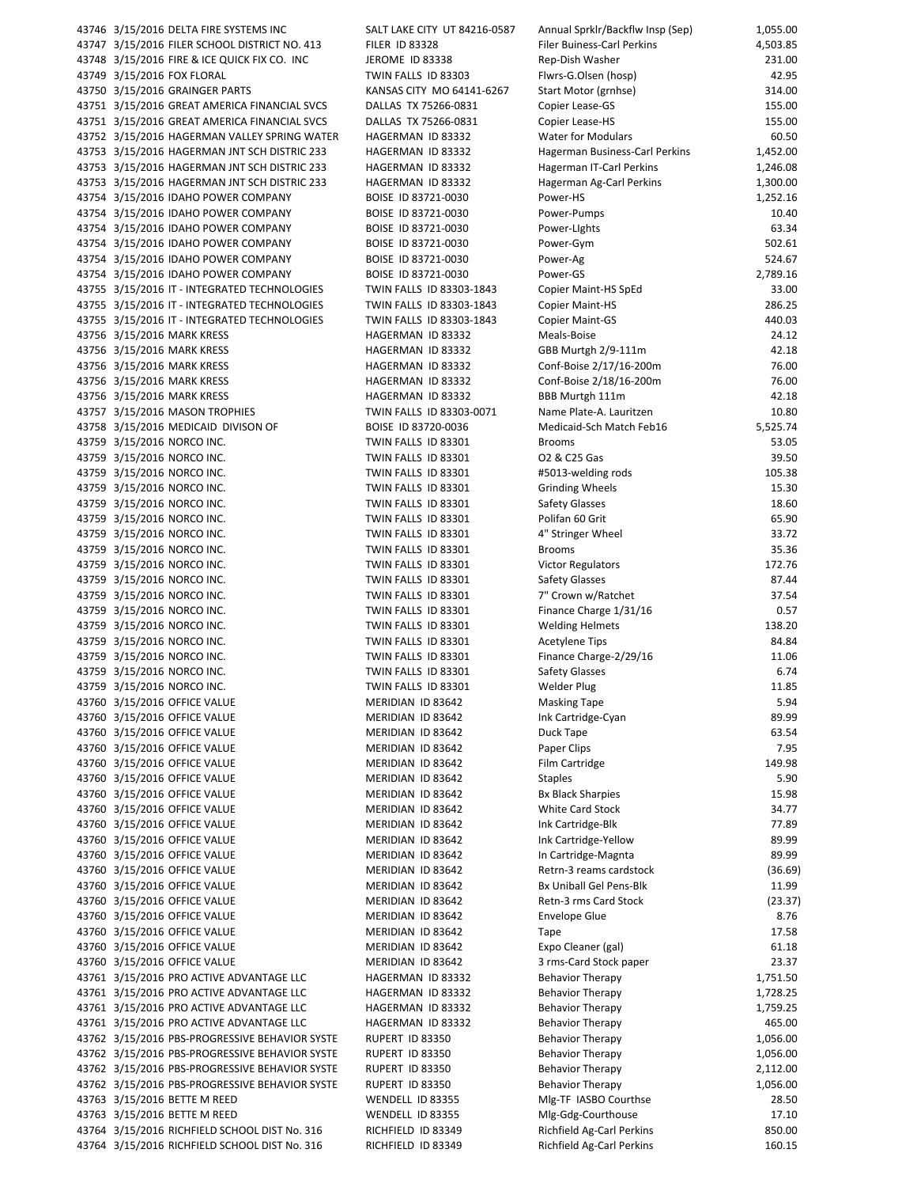| | | | | | |
|---|---|---|---|---|---|
| 43746 | 3/15/2016 | DELTA FIRE SYSTEMS INC | SALT LAKE CITY UT 84216-0587 | Annual Sprklr/Backflw Insp (Sep) | 1,055.00 |
| 43747 | 3/15/2016 | FILER SCHOOL DISTRICT NO. 413 | FILER ID 83328 | Filer Buiness-Carl Perkins | 4,503.85 |
| 43748 | 3/15/2016 | FIRE & ICE QUICK FIX CO. INC | JEROME ID 83338 | Rep-Dish Washer | 231.00 |
| 43749 | 3/15/2016 | FOX FLORAL | TWIN FALLS ID 83303 | Flwrs-G.Olsen (hosp) | 42.95 |
| 43750 | 3/15/2016 | GRAINGER PARTS | KANSAS CITY MO 64141-6267 | Start Motor (grnhse) | 314.00 |
| 43751 | 3/15/2016 | GREAT AMERICA FINANCIAL SVCS | DALLAS TX 75266-0831 | Copier Lease-GS | 155.00 |
| 43751 | 3/15/2016 | GREAT AMERICA FINANCIAL SVCS | DALLAS TX 75266-0831 | Copier Lease-HS | 155.00 |
| 43752 | 3/15/2016 | HAGERMAN VALLEY SPRING WATER | HAGERMAN ID 83332 | Water for Modulars | 60.50 |
| 43753 | 3/15/2016 | HAGERMAN JNT SCH DISTRIC 233 | HAGERMAN ID 83332 | Hagerman Business-Carl Perkins | 1,452.00 |
| 43753 | 3/15/2016 | HAGERMAN JNT SCH DISTRIC 233 | HAGERMAN ID 83332 | Hagerman IT-Carl Perkins | 1,246.08 |
| 43753 | 3/15/2016 | HAGERMAN JNT SCH DISTRIC 233 | HAGERMAN ID 83332 | Hagerman Ag-Carl Perkins | 1,300.00 |
| 43754 | 3/15/2016 | IDAHO POWER COMPANY | BOISE ID 83721-0030 | Power-HS | 1,252.16 |
| 43754 | 3/15/2016 | IDAHO POWER COMPANY | BOISE ID 83721-0030 | Power-Pumps | 10.40 |
| 43754 | 3/15/2016 | IDAHO POWER COMPANY | BOISE ID 83721-0030 | Power-LIghts | 63.34 |
| 43754 | 3/15/2016 | IDAHO POWER COMPANY | BOISE ID 83721-0030 | Power-Gym | 502.61 |
| 43754 | 3/15/2016 | IDAHO POWER COMPANY | BOISE ID 83721-0030 | Power-Ag | 524.67 |
| 43754 | 3/15/2016 | IDAHO POWER COMPANY | BOISE ID 83721-0030 | Power-GS | 2,789.16 |
| 43755 | 3/15/2016 | IT - INTEGRATED TECHNOLOGIES | TWIN FALLS ID 83303-1843 | Copier Maint-HS SpEd | 33.00 |
| 43755 | 3/15/2016 | IT - INTEGRATED TECHNOLOGIES | TWIN FALLS ID 83303-1843 | Copier Maint-HS | 286.25 |
| 43755 | 3/15/2016 | IT - INTEGRATED TECHNOLOGIES | TWIN FALLS ID 83303-1843 | Copier Maint-GS | 440.03 |
| 43756 | 3/15/2016 | MARK KRESS | HAGERMAN ID 83332 | Meals-Boise | 24.12 |
| 43756 | 3/15/2016 | MARK KRESS | HAGERMAN ID 83332 | GBB Murtgh 2/9-111m | 42.18 |
| 43756 | 3/15/2016 | MARK KRESS | HAGERMAN ID 83332 | Conf-Boise 2/17/16-200m | 76.00 |
| 43756 | 3/15/2016 | MARK KRESS | HAGERMAN ID 83332 | Conf-Boise 2/18/16-200m | 76.00 |
| 43756 | 3/15/2016 | MARK KRESS | HAGERMAN ID 83332 | BBB Murtgh 111m | 42.18 |
| 43757 | 3/15/2016 | MASON TROPHIES | TWIN FALLS ID 83303-0071 | Name Plate-A. Lauritzen | 10.80 |
| 43758 | 3/15/2016 | MEDICAID DIVISON OF | BOISE ID 83720-0036 | Medicaid-Sch Match Feb16 | 5,525.74 |
| 43759 | 3/15/2016 | NORCO INC. | TWIN FALLS ID 83301 | Brooms | 53.05 |
| 43759 | 3/15/2016 | NORCO INC. | TWIN FALLS ID 83301 | O2 & C25 Gas | 39.50 |
| 43759 | 3/15/2016 | NORCO INC. | TWIN FALLS ID 83301 | #5013-welding rods | 105.38 |
| 43759 | 3/15/2016 | NORCO INC. | TWIN FALLS ID 83301 | Grinding Wheels | 15.30 |
| 43759 | 3/15/2016 | NORCO INC. | TWIN FALLS ID 83301 | Safety Glasses | 18.60 |
| 43759 | 3/15/2016 | NORCO INC. | TWIN FALLS ID 83301 | Polifan 60 Grit | 65.90 |
| 43759 | 3/15/2016 | NORCO INC. | TWIN FALLS ID 83301 | 4" Stringer Wheel | 33.72 |
| 43759 | 3/15/2016 | NORCO INC. | TWIN FALLS ID 83301 | Brooms | 35.36 |
| 43759 | 3/15/2016 | NORCO INC. | TWIN FALLS ID 83301 | Victor Regulators | 172.76 |
| 43759 | 3/15/2016 | NORCO INC. | TWIN FALLS ID 83301 | Safety Glasses | 87.44 |
| 43759 | 3/15/2016 | NORCO INC. | TWIN FALLS ID 83301 | 7" Crown w/Ratchet | 37.54 |
| 43759 | 3/15/2016 | NORCO INC. | TWIN FALLS ID 83301 | Finance Charge 1/31/16 | 0.57 |
| 43759 | 3/15/2016 | NORCO INC. | TWIN FALLS ID 83301 | Welding Helmets | 138.20 |
| 43759 | 3/15/2016 | NORCO INC. | TWIN FALLS ID 83301 | Acetylene Tips | 84.84 |
| 43759 | 3/15/2016 | NORCO INC. | TWIN FALLS ID 83301 | Finance Charge-2/29/16 | 11.06 |
| 43759 | 3/15/2016 | NORCO INC. | TWIN FALLS ID 83301 | Safety Glasses | 6.74 |
| 43759 | 3/15/2016 | NORCO INC. | TWIN FALLS ID 83301 | Welder Plug | 11.85 |
| 43760 | 3/15/2016 | OFFICE VALUE | MERIDIAN ID 83642 | Masking Tape | 5.94 |
| 43760 | 3/15/2016 | OFFICE VALUE | MERIDIAN ID 83642 | Ink Cartridge-Cyan | 89.99 |
| 43760 | 3/15/2016 | OFFICE VALUE | MERIDIAN ID 83642 | Duck Tape | 63.54 |
| 43760 | 3/15/2016 | OFFICE VALUE | MERIDIAN ID 83642 | Paper Clips | 7.95 |
| 43760 | 3/15/2016 | OFFICE VALUE | MERIDIAN ID 83642 | Film Cartridge | 149.98 |
| 43760 | 3/15/2016 | OFFICE VALUE | MERIDIAN ID 83642 | Staples | 5.90 |
| 43760 | 3/15/2016 | OFFICE VALUE | MERIDIAN ID 83642 | Bx Black Sharpies | 15.98 |
| 43760 | 3/15/2016 | OFFICE VALUE | MERIDIAN ID 83642 | White Card Stock | 34.77 |
| 43760 | 3/15/2016 | OFFICE VALUE | MERIDIAN ID 83642 | Ink Cartridge-Blk | 77.89 |
| 43760 | 3/15/2016 | OFFICE VALUE | MERIDIAN ID 83642 | Ink Cartridge-Yellow | 89.99 |
| 43760 | 3/15/2016 | OFFICE VALUE | MERIDIAN ID 83642 | In Cartridge-Magnta | 89.99 |
| 43760 | 3/15/2016 | OFFICE VALUE | MERIDIAN ID 83642 | Retrn-3 reams cardstock | (36.69) |
| 43760 | 3/15/2016 | OFFICE VALUE | MERIDIAN ID 83642 | Bx Uniball Gel Pens-Blk | 11.99 |
| 43760 | 3/15/2016 | OFFICE VALUE | MERIDIAN ID 83642 | Retn-3 rms Card Stock | (23.37) |
| 43760 | 3/15/2016 | OFFICE VALUE | MERIDIAN ID 83642 | Envelope Glue | 8.76 |
| 43760 | 3/15/2016 | OFFICE VALUE | MERIDIAN ID 83642 | Tape | 17.58 |
| 43760 | 3/15/2016 | OFFICE VALUE | MERIDIAN ID 83642 | Expo Cleaner (gal) | 61.18 |
| 43760 | 3/15/2016 | OFFICE VALUE | MERIDIAN ID 83642 | 3 rms-Card Stock paper | 23.37 |
| 43761 | 3/15/2016 | PRO ACTIVE ADVANTAGE LLC | HAGERMAN ID 83332 | Behavior Therapy | 1,751.50 |
| 43761 | 3/15/2016 | PRO ACTIVE ADVANTAGE LLC | HAGERMAN ID 83332 | Behavior Therapy | 1,728.25 |
| 43761 | 3/15/2016 | PRO ACTIVE ADVANTAGE LLC | HAGERMAN ID 83332 | Behavior Therapy | 1,759.25 |
| 43761 | 3/15/2016 | PRO ACTIVE ADVANTAGE LLC | HAGERMAN ID 83332 | Behavior Therapy | 465.00 |
| 43762 | 3/15/2016 | PBS-PROGRESSIVE BEHAVIOR SYSTE | RUPERT ID 83350 | Behavior Therapy | 1,056.00 |
| 43762 | 3/15/2016 | PBS-PROGRESSIVE BEHAVIOR SYSTE | RUPERT ID 83350 | Behavior Therapy | 1,056.00 |
| 43762 | 3/15/2016 | PBS-PROGRESSIVE BEHAVIOR SYSTE | RUPERT ID 83350 | Behavior Therapy | 2,112.00 |
| 43762 | 3/15/2016 | PBS-PROGRESSIVE BEHAVIOR SYSTE | RUPERT ID 83350 | Behavior Therapy | 1,056.00 |
| 43763 | 3/15/2016 | BETTE M REED | WENDELL ID 83355 | Mlg-TF IASBO Courthse | 28.50 |
| 43763 | 3/15/2016 | BETTE M REED | WENDELL ID 83355 | Mlg-Gdg-Courthouse | 17.10 |
| 43764 | 3/15/2016 | RICHFIELD SCHOOL DIST No. 316 | RICHFIELD ID 83349 | Richfield Ag-Carl Perkins | 850.00 |
| 43764 | 3/15/2016 | RICHFIELD SCHOOL DIST No. 316 | RICHFIELD ID 83349 | Richfield Ag-Carl Perkins | 160.15 |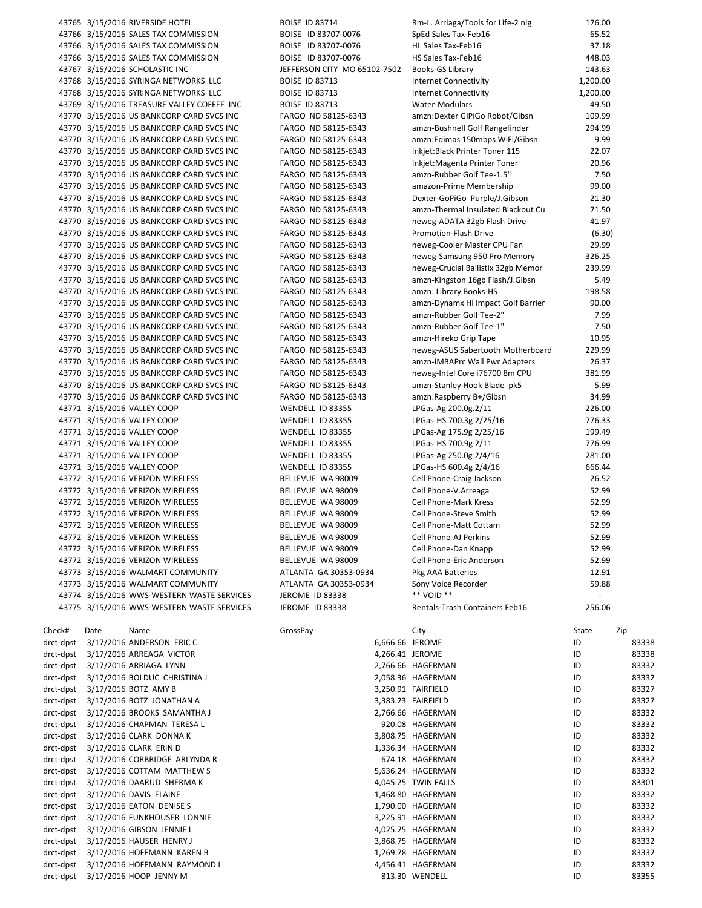| | | | | | |
|---|---|---|---|---|---|
| 43765 | 3/15/2016 | RIVERSIDE HOTEL | BOISE ID 83714 | Rm-L. Arriaga/Tools for Life-2 nig | 176.00 |
| 43766 | 3/15/2016 | SALES TAX COMMISSION | BOISE ID 83707-0076 | SpEd Sales Tax-Feb16 | 65.52 |
| 43766 | 3/15/2016 | SALES TAX COMMISSION | BOISE ID 83707-0076 | HL Sales Tax-Feb16 | 37.18 |
| 43766 | 3/15/2016 | SALES TAX COMMISSION | BOISE ID 83707-0076 | HS Sales Tax-Feb16 | 448.03 |
| 43767 | 3/15/2016 | SCHOLASTIC INC | JEFFERSON CITY MO 65102-7502 | Books-GS Library | 143.63 |
| 43768 | 3/15/2016 | SYRINGA NETWORKS LLC | BOISE ID 83713 | Internet Connectivity | 1,200.00 |
| 43768 | 3/15/2016 | SYRINGA NETWORKS LLC | BOISE ID 83713 | Internet Connectivity | 1,200.00 |
| 43769 | 3/15/2016 | TREASURE VALLEY COFFEE INC | BOISE ID 83713 | Water-Modulars | 49.50 |
| 43770 | 3/15/2016 | US BANKCORP CARD SVCS INC | FARGO ND 58125-6343 | amzn:Dexter GiPiGo Robot/Gibsn | 109.99 |
| 43770 | 3/15/2016 | US BANKCORP CARD SVCS INC | FARGO ND 58125-6343 | amzn-Bushnell Golf Rangefinder | 294.99 |
| 43770 | 3/15/2016 | US BANKCORP CARD SVCS INC | FARGO ND 58125-6343 | amzn:Edimas 150mbps WiFi/Gibsn | 9.99 |
| 43770 | 3/15/2016 | US BANKCORP CARD SVCS INC | FARGO ND 58125-6343 | Inkjet:Black Printer Toner 115 | 22.07 |
| 43770 | 3/15/2016 | US BANKCORP CARD SVCS INC | FARGO ND 58125-6343 | Inkjet:Magenta Printer Toner | 20.96 |
| 43770 | 3/15/2016 | US BANKCORP CARD SVCS INC | FARGO ND 58125-6343 | amzn-Rubber Golf Tee-1.5" | 7.50 |
| 43770 | 3/15/2016 | US BANKCORP CARD SVCS INC | FARGO ND 58125-6343 | amazon-Prime Membership | 99.00 |
| 43770 | 3/15/2016 | US BANKCORP CARD SVCS INC | FARGO ND 58125-6343 | Dexter-GoPiGo Purple/J.Gibson | 21.30 |
| 43770 | 3/15/2016 | US BANKCORP CARD SVCS INC | FARGO ND 58125-6343 | amzn-Thermal Insulated Blackout Cu | 71.50 |
| 43770 | 3/15/2016 | US BANKCORP CARD SVCS INC | FARGO ND 58125-6343 | neweg-ADATA 32gb Flash Drive | 41.97 |
| 43770 | 3/15/2016 | US BANKCORP CARD SVCS INC | FARGO ND 58125-6343 | Promotion-Flash Drive | (6.30) |
| 43770 | 3/15/2016 | US BANKCORP CARD SVCS INC | FARGO ND 58125-6343 | neweg-Cooler Master CPU Fan | 29.99 |
| 43770 | 3/15/2016 | US BANKCORP CARD SVCS INC | FARGO ND 58125-6343 | neweg-Samsung 950 Pro Memory | 326.25 |
| 43770 | 3/15/2016 | US BANKCORP CARD SVCS INC | FARGO ND 58125-6343 | neweg-Crucial Ballistix 32gb Memor | 239.99 |
| 43770 | 3/15/2016 | US BANKCORP CARD SVCS INC | FARGO ND 58125-6343 | amzn-Kingston 16gb Flash/J.Gibsn | 5.49 |
| 43770 | 3/15/2016 | US BANKCORP CARD SVCS INC | FARGO ND 58125-6343 | amzn: Library Books-HS | 198.58 |
| 43770 | 3/15/2016 | US BANKCORP CARD SVCS INC | FARGO ND 58125-6343 | amzn-Dynamx Hi Impact Golf Barrier | 90.00 |
| 43770 | 3/15/2016 | US BANKCORP CARD SVCS INC | FARGO ND 58125-6343 | amzn-Rubber Golf Tee-2" | 7.99 |
| 43770 | 3/15/2016 | US BANKCORP CARD SVCS INC | FARGO ND 58125-6343 | amzn-Rubber Golf Tee-1" | 7.50 |
| 43770 | 3/15/2016 | US BANKCORP CARD SVCS INC | FARGO ND 58125-6343 | amzn-Hireko Grip Tape | 10.95 |
| 43770 | 3/15/2016 | US BANKCORP CARD SVCS INC | FARGO ND 58125-6343 | neweg-ASUS Sabertooth Motherboard | 229.99 |
| 43770 | 3/15/2016 | US BANKCORP CARD SVCS INC | FARGO ND 58125-6343 | amzn-iMBAPrc Wall Pwr Adapters | 26.37 |
| 43770 | 3/15/2016 | US BANKCORP CARD SVCS INC | FARGO ND 58125-6343 | neweg-Intel Core i76700 8m CPU | 381.99 |
| 43770 | 3/15/2016 | US BANKCORP CARD SVCS INC | FARGO ND 58125-6343 | amzn-Stanley Hook Blade pk5 | 5.99 |
| 43770 | 3/15/2016 | US BANKCORP CARD SVCS INC | FARGO ND 58125-6343 | amzn:Raspberry B+/Gibsn | 34.99 |
| 43771 | 3/15/2016 | VALLEY COOP | WENDELL ID 83355 | LPGas-Ag 200.0g.2/11 | 226.00 |
| 43771 | 3/15/2016 | VALLEY COOP | WENDELL ID 83355 | LPGas-HS 700.3g 2/25/16 | 776.33 |
| 43771 | 3/15/2016 | VALLEY COOP | WENDELL ID 83355 | LPGas-Ag 175.9g 2/25/16 | 199.49 |
| 43771 | 3/15/2016 | VALLEY COOP | WENDELL ID 83355 | LPGas-HS 700.9g 2/11 | 776.99 |
| 43771 | 3/15/2016 | VALLEY COOP | WENDELL ID 83355 | LPGas-Ag 250.0g 2/4/16 | 281.00 |
| 43771 | 3/15/2016 | VALLEY COOP | WENDELL ID 83355 | LPGas-HS 600.4g 2/4/16 | 666.44 |
| 43772 | 3/15/2016 | VERIZON WIRELESS | BELLEVUE WA 98009 | Cell Phone-Craig Jackson | 26.52 |
| 43772 | 3/15/2016 | VERIZON WIRELESS | BELLEVUE WA 98009 | Cell Phone-V.Arreaga | 52.99 |
| 43772 | 3/15/2016 | VERIZON WIRELESS | BELLEVUE WA 98009 | Cell Phone-Mark Kress | 52.99 |
| 43772 | 3/15/2016 | VERIZON WIRELESS | BELLEVUE WA 98009 | Cell Phone-Steve Smith | 52.99 |
| 43772 | 3/15/2016 | VERIZON WIRELESS | BELLEVUE WA 98009 | Cell Phone-Matt Cottam | 52.99 |
| 43772 | 3/15/2016 | VERIZON WIRELESS | BELLEVUE WA 98009 | Cell Phone-AJ Perkins | 52.99 |
| 43772 | 3/15/2016 | VERIZON WIRELESS | BELLEVUE WA 98009 | Cell Phone-Dan Knapp | 52.99 |
| 43772 | 3/15/2016 | VERIZON WIRELESS | BELLEVUE WA 98009 | Cell Phone-Eric Anderson | 52.99 |
| 43773 | 3/15/2016 | WALMART COMMUNITY | ATLANTA GA 30353-0934 | Pkg AAA Batteries | 12.91 |
| 43773 | 3/15/2016 | WALMART COMMUNITY | ATLANTA GA 30353-0934 | Sony Voice Recorder | 59.88 |
| 43774 | 3/15/2016 | WWS-WESTERN WASTE SERVICES | JEROME ID 83338 | ** VOID ** | - |
| 43775 | 3/15/2016 | WWS-WESTERN WASTE SERVICES | JEROME ID 83338 | Rentals-Trash Containers Feb16 | 256.06 |

| Check# | Date | Name | GrossPay | City | State | Zip |
|---|---|---|---|---|---|---|
| drct-dpst | 3/17/2016 | ANDERSON ERIC C | 6,666.66 | JEROME | ID | 83338 |
| drct-dpst | 3/17/2016 | ARREAGA VICTOR | 4,266.41 | JEROME | ID | 83338 |
| drct-dpst | 3/17/2016 | ARRIAGA LYNN | 2,766.66 | HAGERMAN | ID | 83332 |
| drct-dpst | 3/17/2016 | BOLDUC CHRISTINA J | 2,058.36 | HAGERMAN | ID | 83332 |
| drct-dpst | 3/17/2016 | BOTZ AMY B | 3,250.91 | FAIRFIELD | ID | 83327 |
| drct-dpst | 3/17/2016 | BOTZ JONATHAN A | 3,383.23 | FAIRFIELD | ID | 83327 |
| drct-dpst | 3/17/2016 | BROOKS SAMANTHA J | 2,766.66 | HAGERMAN | ID | 83332 |
| drct-dpst | 3/17/2016 | CHAPMAN TERESA L | 920.08 | HAGERMAN | ID | 83332 |
| drct-dpst | 3/17/2016 | CLARK DONNA K | 3,808.75 | HAGERMAN | ID | 83332 |
| drct-dpst | 3/17/2016 | CLARK ERIN D | 1,336.34 | HAGERMAN | ID | 83332 |
| drct-dpst | 3/17/2016 | CORBRIDGE ARLYNDA R | 674.18 | HAGERMAN | ID | 83332 |
| drct-dpst | 3/17/2016 | COTTAM MATTHEW S | 5,636.24 | HAGERMAN | ID | 83332 |
| drct-dpst | 3/17/2016 | DAARUD SHERMA K | 4,045.25 | TWIN FALLS | ID | 83301 |
| drct-dpst | 3/17/2016 | DAVIS ELAINE | 1,468.80 | HAGERMAN | ID | 83332 |
| drct-dpst | 3/17/2016 | EATON DENISE S | 1,790.00 | HAGERMAN | ID | 83332 |
| drct-dpst | 3/17/2016 | FUNKHOUSER LONNIE | 3,225.91 | HAGERMAN | ID | 83332 |
| drct-dpst | 3/17/2016 | GIBSON JENNIE L | 4,025.25 | HAGERMAN | ID | 83332 |
| drct-dpst | 3/17/2016 | HAUSER HENRY J | 3,868.75 | HAGERMAN | ID | 83332 |
| drct-dpst | 3/17/2016 | HOFFMANN KAREN B | 1,269.78 | HAGERMAN | ID | 83332 |
| drct-dpst | 3/17/2016 | HOFFMANN RAYMOND L | 4,456.41 | HAGERMAN | ID | 83332 |
| drct-dpst | 3/17/2016 | HOOP JENNY M | 813.30 | WENDELL | ID | 83355 |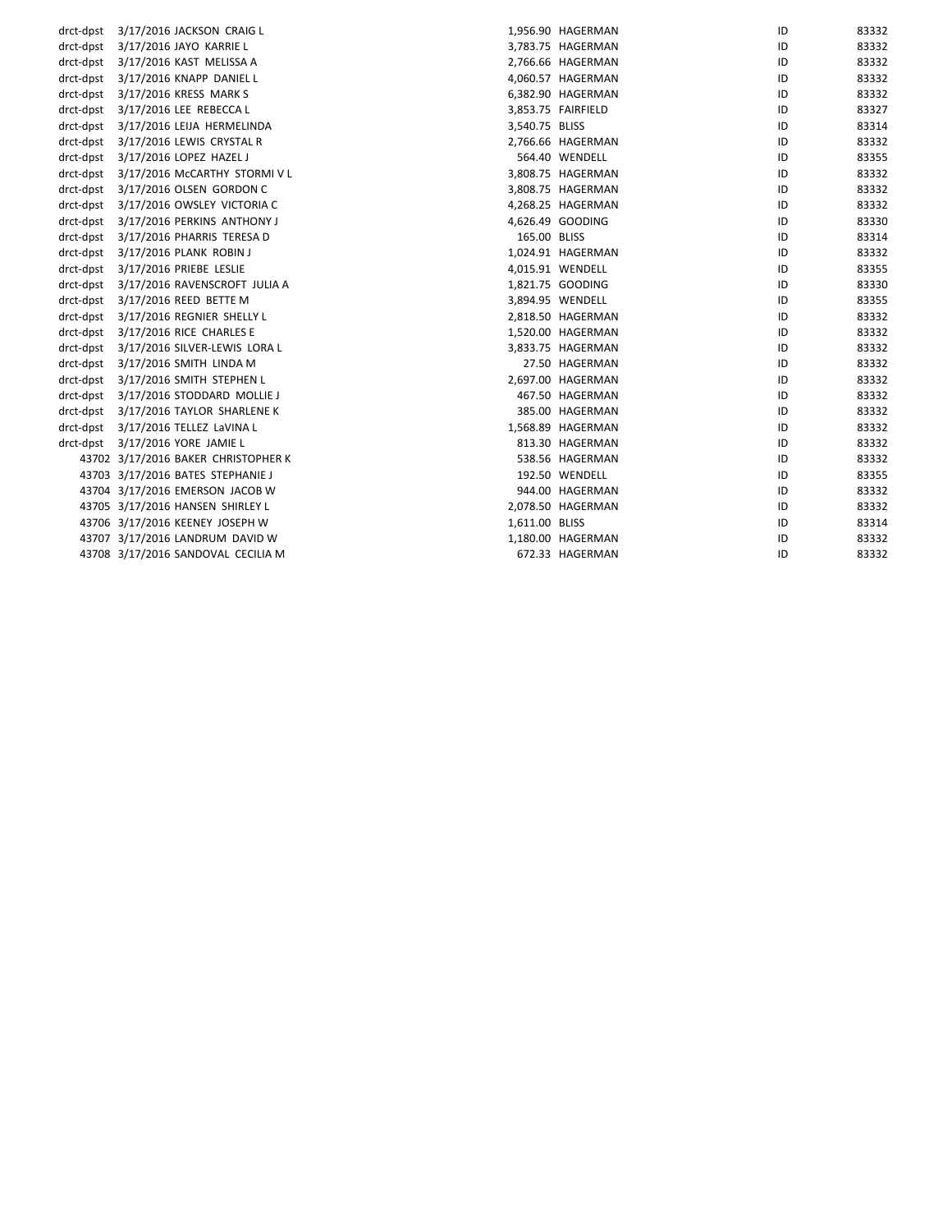| | | | | | | |
|---|---|---|---|---|---|---|
| drct-dpst | 3/17/2016 | JACKSON CRAIG L | 1,956.90 | HAGERMAN | ID | 83332 |
| drct-dpst | 3/17/2016 | JAYO KARRIE L | 3,783.75 | HAGERMAN | ID | 83332 |
| drct-dpst | 3/17/2016 | KAST MELISSA A | 2,766.66 | HAGERMAN | ID | 83332 |
| drct-dpst | 3/17/2016 | KNAPP DANIEL L | 4,060.57 | HAGERMAN | ID | 83332 |
| drct-dpst | 3/17/2016 | KRESS MARK S | 6,382.90 | HAGERMAN | ID | 83332 |
| drct-dpst | 3/17/2016 | LEE REBECCA L | 3,853.75 | FAIRFIELD | ID | 83327 |
| drct-dpst | 3/17/2016 | LEIJA HERMELINDA | 3,540.75 | BLISS | ID | 83314 |
| drct-dpst | 3/17/2016 | LEWIS CRYSTAL R | 2,766.66 | HAGERMAN | ID | 83332 |
| drct-dpst | 3/17/2016 | LOPEZ HAZEL J | 564.40 | WENDELL | ID | 83355 |
| drct-dpst | 3/17/2016 | McCARTHY STORMI V L | 3,808.75 | HAGERMAN | ID | 83332 |
| drct-dpst | 3/17/2016 | OLSEN GORDON C | 3,808.75 | HAGERMAN | ID | 83332 |
| drct-dpst | 3/17/2016 | OWSLEY VICTORIA C | 4,268.25 | HAGERMAN | ID | 83332 |
| drct-dpst | 3/17/2016 | PERKINS ANTHONY J | 4,626.49 | GOODING | ID | 83330 |
| drct-dpst | 3/17/2016 | PHARRIS TERESA D | 165.00 | BLISS | ID | 83314 |
| drct-dpst | 3/17/2016 | PLANK ROBIN J | 1,024.91 | HAGERMAN | ID | 83332 |
| drct-dpst | 3/17/2016 | PRIEBE LESLIE | 4,015.91 | WENDELL | ID | 83355 |
| drct-dpst | 3/17/2016 | RAVENSCROFT JULIA A | 1,821.75 | GOODING | ID | 83330 |
| drct-dpst | 3/17/2016 | REED BETTE M | 3,894.95 | WENDELL | ID | 83355 |
| drct-dpst | 3/17/2016 | REGNIER SHELLY L | 2,818.50 | HAGERMAN | ID | 83332 |
| drct-dpst | 3/17/2016 | RICE CHARLES E | 1,520.00 | HAGERMAN | ID | 83332 |
| drct-dpst | 3/17/2016 | SILVER-LEWIS LORA L | 3,833.75 | HAGERMAN | ID | 83332 |
| drct-dpst | 3/17/2016 | SMITH LINDA M | 27.50 | HAGERMAN | ID | 83332 |
| drct-dpst | 3/17/2016 | SMITH STEPHEN L | 2,697.00 | HAGERMAN | ID | 83332 |
| drct-dpst | 3/17/2016 | STODDARD MOLLIE J | 467.50 | HAGERMAN | ID | 83332 |
| drct-dpst | 3/17/2016 | TAYLOR SHARLENE K | 385.00 | HAGERMAN | ID | 83332 |
| drct-dpst | 3/17/2016 | TELLEZ LaVINA L | 1,568.89 | HAGERMAN | ID | 83332 |
| drct-dpst | 3/17/2016 | YORE JAMIE L | 813.30 | HAGERMAN | ID | 83332 |
| 43702 | 3/17/2016 | BAKER CHRISTOPHER K | 538.56 | HAGERMAN | ID | 83332 |
| 43703 | 3/17/2016 | BATES STEPHANIE J | 192.50 | WENDELL | ID | 83355 |
| 43704 | 3/17/2016 | EMERSON JACOB W | 944.00 | HAGERMAN | ID | 83332 |
| 43705 | 3/17/2016 | HANSEN SHIRLEY L | 2,078.50 | HAGERMAN | ID | 83332 |
| 43706 | 3/17/2016 | KEENEY JOSEPH W | 1,611.00 | BLISS | ID | 83314 |
| 43707 | 3/17/2016 | LANDRUM DAVID W | 1,180.00 | HAGERMAN | ID | 83332 |
| 43708 | 3/17/2016 | SANDOVAL CECILIA M | 672.33 | HAGERMAN | ID | 83332 |